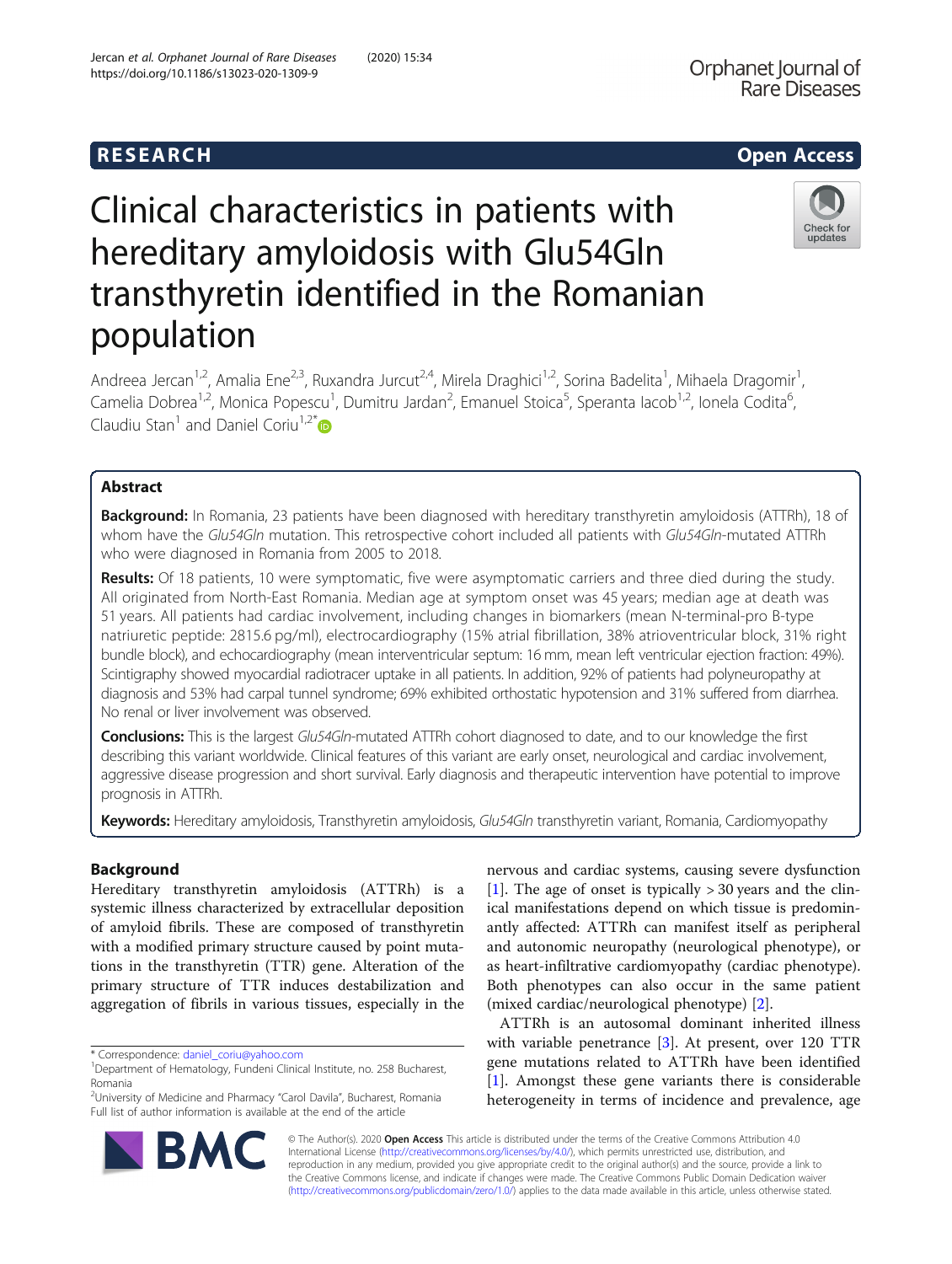**RESEARCH** **Open Access**

# Clinical characteristics in patients with hereditary amyloidosis with Glu54Gln transthyretin identified in the Romanian population

Andreea Jercan[1,2], Amalia Ene[2,3], Ruxandra Jurcut[2,4], Mirela Draghici[1,2], Sorina Badelita[1], Mihaela Dragomir[1], Camelia Dobrea[1,2], Monica Popescu[1], Dumitru Jardan[2], Emanuel Stoica[5], Speranta Iacob[1,2], Ionela Codita[6], Claudiu Stan[1] and Daniel Coriu[1,2*]

## Abstract

**Background:** In Romania, 23 patients have been diagnosed with hereditary transthyretin amyloidosis (ATTRh), 18 of whom have the *Glu54Gln* mutation. This retrospective cohort included all patients with *Glu54Gln*-mutated ATTRh who were diagnosed in Romania from 2005 to 2018.

**Results:** Of 18 patients, 10 were symptomatic, five were asymptomatic carriers and three died during the study. All originated from North-East Romania. Median age at symptom onset was 45 years; median age at death was 51 years. All patients had cardiac involvement, including changes in biomarkers (mean N-terminal-pro B-type natriuretic peptide: 2815.6 pg/ml), electrocardiography (15% atrial fibrillation, 38% atrioventricular block, 31% right bundle block), and echocardiography (mean interventricular septum: 16 mm, mean left ventricular ejection fraction: 49%). Scintigraphy showed myocardial radiotracer uptake in all patients. In addition, 92% of patients had polyneuropathy at diagnosis and 53% had carpal tunnel syndrome; 69% exhibited orthostatic hypotension and 31% suffered from diarrhea. No renal or liver involvement was observed.

**Conclusions:** This is the largest *Glu54Gln*-mutated ATTRh cohort diagnosed to date, and to our knowledge the first describing this variant worldwide. Clinical features of this variant are early onset, neurological and cardiac involvement, aggressive disease progression and short survival. Early diagnosis and therapeutic intervention have potential to improve prognosis in ATTRh.

**Keywords:** Hereditary amyloidosis, Transthyretin amyloidosis, *Glu54Gln* transthyretin variant, Romania, Cardiomyopathy

## Background

Hereditary transthyretin amyloidosis (ATTRh) is a systemic illness characterized by extracellular deposition of amyloid fibrils. These are composed of transthyretin with a modified primary structure caused by point mutations in the transthyretin (TTR) gene. Alteration of the primary structure of TTR induces destabilization and aggregation of fibrils in various tissues, especially in the nervous and cardiac systems, causing severe dysfunction [1]. The age of onset is typically > 30 years and the clinical manifestations depend on which tissue is predominantly affected: ATTRh can manifest itself as peripheral and autonomic neuropathy (neurological phenotype), or as heart-infiltrative cardiomyopathy (cardiac phenotype). Both phenotypes can also occur in the same patient (mixed cardiac/neurological phenotype) [2].

ATTRh is an autosomal dominant inherited illness with variable penetrance [3]. At present, over 120 TTR gene mutations related to ATTRh have been identified [1]. Amongst these gene variants there is considerable heterogeneity in terms of incidence and prevalence, age

* Correspondence: daniel_coriu@yahoo.com
[1]Department of Hematology, Fundeni Clinical Institute, no. 258 Bucharest, Romania
[2]University of Medicine and Pharmacy "Carol Davila", Bucharest, Romania
Full list of author information is available at the end of the article

© The Author(s). 2020 **Open Access** This article is distributed under the terms of the Creative Commons Attribution 4.0 International License (http://creativecommons.org/licenses/by/4.0/), which permits unrestricted use, distribution, and reproduction in any medium, provided you give appropriate credit to the original author(s) and the source, provide a link to the Creative Commons license, and indicate if changes were made. The Creative Commons Public Domain Dedication waiver (http://creativecommons.org/publicdomain/zero/1.0/) applies to the data made available in this article, unless otherwise stated.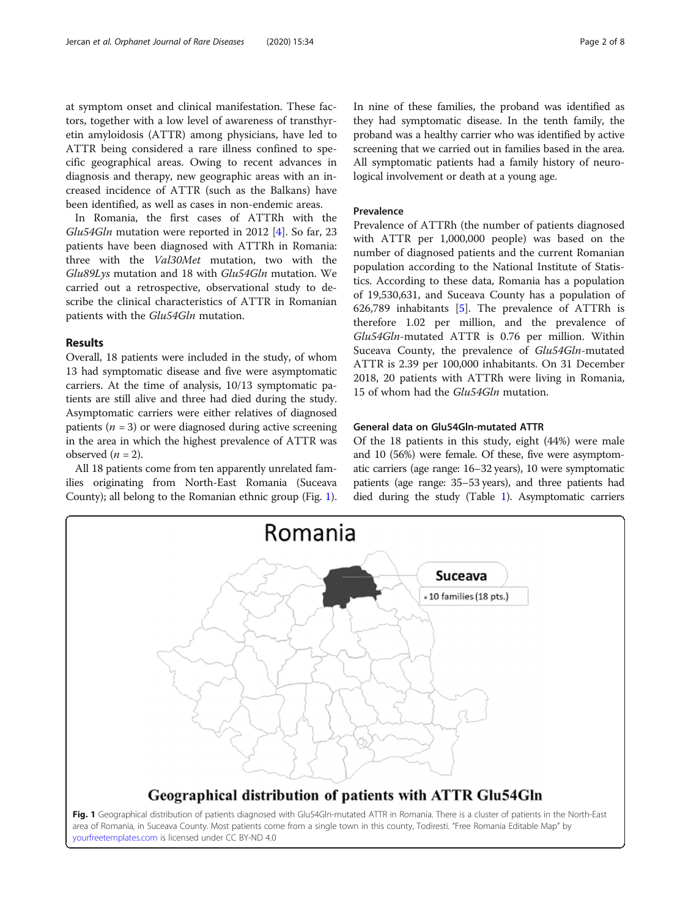at symptom onset and clinical manifestation. These factors, together with a low level of awareness of transthyretin amyloidosis (ATTR) among physicians, have led to ATTR being considered a rare illness confined to specific geographical areas. Owing to recent advances in diagnosis and therapy, new geographic areas with an increased incidence of ATTR (such as the Balkans) have been identified, as well as cases in non-endemic areas.

In Romania, the first cases of ATTRh with the *Glu54Gln* mutation were reported in 2012 [4]. So far, 23 patients have been diagnosed with ATTRh in Romania: three with the *Val30Met* mutation, two with the *Glu89Lys* mutation and 18 with *Glu54Gln* mutation. We carried out a retrospective, observational study to describe the clinical characteristics of ATTR in Romanian patients with the *Glu54Gln* mutation.

## Results

Overall, 18 patients were included in the study, of whom 13 had symptomatic disease and five were asymptomatic carriers. At the time of analysis, 10/13 symptomatic patients are still alive and three had died during the study. Asymptomatic carriers were either relatives of diagnosed patients ($n = 3$) or were diagnosed during active screening in the area in which the highest prevalence of ATTR was observed ($n = 2$).

All 18 patients come from ten apparently unrelated families originating from North-East Romania (Suceava County); all belong to the Romanian ethnic group (Fig. 1). In nine of these families, the proband was identified as they had symptomatic disease. In the tenth family, the proband was a healthy carrier who was identified by active screening that we carried out in families based in the area. All symptomatic patients had a family history of neurological involvement or death at a young age.

### Prevalence

Prevalence of ATTRh (the number of patients diagnosed with ATTR per 1,000,000 people) was based on the number of diagnosed patients and the current Romanian population according to the National Institute of Statistics. According to these data, Romania has a population of 19,530,631, and Suceava County has a population of 626,789 inhabitants [5]. The prevalence of ATTRh is therefore 1.02 per million, and the prevalence of *Glu54Gln*-mutated ATTR is 0.76 per million. Within Suceava County, the prevalence of *Glu54Gln*-mutated ATTR is 2.39 per 100,000 inhabitants. On 31 December 2018, 20 patients with ATTRh were living in Romania, 15 of whom had the *Glu54Gln* mutation.

### General data on Glu54Gln-mutated ATTR

Of the 18 patients in this study, eight (44%) were male and 10 (56%) were female. Of these, five were asymptomatic carriers (age range: 16–32 years), 10 were symptomatic patients (age range: 35–53 years), and three patients had died during the study (Table 1). Asymptomatic carriers

Romania

Suceava

• 10 families (18 pts.)

Geographical distribution of patients with ATTR Glu54Gln

**Fig. 1** Geographical distribution of patients diagnosed with Glu54Gln-mutated ATTR in Romania. There is a cluster of patients in the North-East area of Romania, in Suceava County. Most patients come from a single town in this county, Todiresti. "Free Romania Editable Map" by yourfreetemplates.com is licensed under CC BY-ND 4.0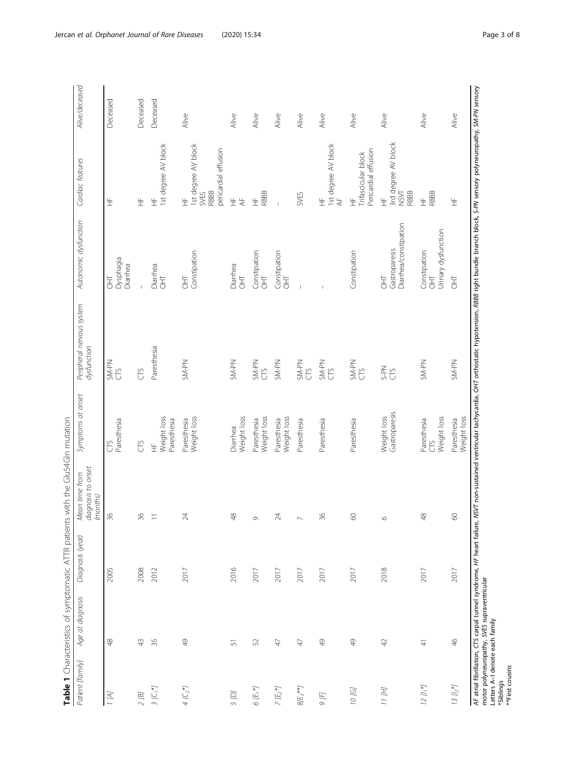**Table 1** Characteristics of symptomatic ATTR patients with the Glu54Gln mutation

| Patient [family] | Age at diagnosis | Diagnosis (year) | Mean time from diagnosis to onset (months) | Symptoms at onset | Peripheral nervous system dysfunction | Autonomic dysfunction | Cardiac features | Alive/deceased |
|---|---|---|---|---|---|---|---|---|
| 1 [A] | 48 | 2005 | 36 | CTS<br>Paresthesia | SM-PN<br>CTS | OHT<br>Dysphagia<br>Diarrhea | HF | Deceased |
| 2 [B] | 43 | 2008 | 36 | CTS | CTS | – | HF | Deceased |
| 3 [C₁*] | 35 | 2012 | 11 | HF<br>Weight loss<br>Paresthesia | Paresthesia | Diarrhea<br>OHT | HF<br>1st degree AV block | Deceased |
| 4 (C₂*) | 49 | 2017 | 24 | Paresthesia<br>Weight loss | SM-PN | OHT<br>Constipation | HF<br>1st degree AV block<br>SVES<br>RBBB<br>pericardial effusion | Alive |
| 5 [D] | 51 | 2016 | 48 | Diarrhea<br>Weight loss | SM-PN | Diarrhea<br>OHT | HF<br>AF | Alive |
| 6 [E₁*] | 52 | 2017 | 9 | Paresthesia<br>Weight loss | SM-PN<br>CTS | Constipation<br>OHT | HF<br>RBBB | Alive |
| 7 [E₂*] | 47 | 2017 | 24 | Paresthesia<br>Weight loss | SM-PN | Constipation<br>OHT | – | Alive |
| 8[E₃**] | 47 | 2017 | 7 | Paresthesia | SM-PN<br>CTS | – | SVES | Alive |
| 9 [F] | 49 | 2017 | 36 | Paresthesia | SM-PN<br>CTS | – | HF<br>1st degree AV block<br>AF | Alive |
| 10 [G] | 49 | 2017 | 60 | Paresthesia | SM-PN<br>CTS | Constipation | HF<br>Trifascicular block<br>Pericardial effusion | Alive |
| 11 [H] | 42 | 2018 | 6 | Weight loss<br>Gastroparesis | S-PN<br>CTS | OHT<br>Gastroparesis<br>Diarrhea/constipation | HF<br>3rd degree AV block<br>NSVT<br>RBBB | Alive |
| 12 [I₁*] | 41 | 2017 | 48 | Paresthesia<br>CTS<br>Weight loss | SM-PN | Constipation<br>OHT<br>Urinary dysfunction | HF<br>RBBB | Alive |
| 13 [I₂*] | 46 | 2017 | 60 | Paresthesia<br>Weight loss | SM-PN | OHT | HF | Alive |

*AF* atrial fibrillation, *CTS* carpal tunnel syndrome, *HF* heart failure, *NSVT* non-sustained ventricular tachycardia, *OHT* orthostatic hypotension, *RBBB* right bundle branch block, *S-PN* sensory polyneuropathy, *SM-PN* sensory motor polyneuropathy, *SVES* supraventricular
Letters A–I denote each family
*Siblings
**First cousins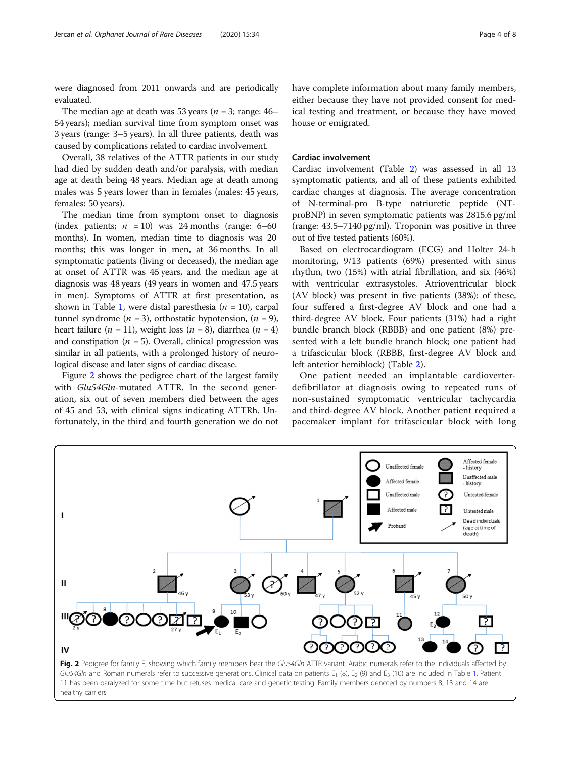were diagnosed from 2011 onwards and are periodically evaluated.

The median age at death was 53 years ($n$ = 3; range: 46–54 years); median survival time from symptom onset was 3 years (range: 3–5 years). In all three patients, death was caused by complications related to cardiac involvement.

Overall, 38 relatives of the ATTR patients in our study had died by sudden death and/or paralysis, with median age at death being 48 years. Median age at death among males was 5 years lower than in females (males: 45 years, females: 50 years).

The median time from symptom onset to diagnosis (index patients; $n$ = 10) was 24 months (range: 6–60 months). In women, median time to diagnosis was 20 months; this was longer in men, at 36 months. In all symptomatic patients (living or deceased), the median age at onset of ATTR was 45 years, and the median age at diagnosis was 48 years (49 years in women and 47.5 years in men). Symptoms of ATTR at first presentation, as shown in Table 1, were distal paresthesia ($n$ = 10), carpal tunnel syndrome ($n$ = 3), orthostatic hypotension, ($n$ = 9), heart failure ($n$ = 11), weight loss ($n$ = 8), diarrhea ($n$ = 4) and constipation ($n$ = 5). Overall, clinical progression was similar in all patients, with a prolonged history of neurological disease and later signs of cardiac disease.

Figure 2 shows the pedigree chart of the largest family with *Glu54Gln*-mutated ATTR. In the second generation, six out of seven members died between the ages of 45 and 53, with clinical signs indicating ATTRh. Unfortunately, in the third and fourth generation we do not have complete information about many family members, either because they have not provided consent for medical testing and treatment, or because they have moved house or emigrated.

## Cardiac involvement

Cardiac involvement (Table 2) was assessed in all 13 symptomatic patients, and all of these patients exhibited cardiac changes at diagnosis. The average concentration of N-terminal-pro B-type natriuretic peptide (NT-proBNP) in seven symptomatic patients was 2815.6 pg/ml (range: 43.5–7140 pg/ml). Troponin was positive in three out of five tested patients (60%).

Based on electrocardiogram (ECG) and Holter 24-h monitoring, 9/13 patients (69%) presented with sinus rhythm, two (15%) with atrial fibrillation, and six (46%) with ventricular extrasystoles. Atrioventricular block (AV block) was present in five patients (38%): of these, four suffered a first-degree AV block and one had a third-degree AV block. Four patients (31%) had a right bundle branch block (RBBB) and one patient (8%) presented with a left bundle branch block; one patient had a trifascicular block (RBBB, first-degree AV block and left anterior hemiblock) (Table 2).

One patient needed an implantable cardioverter-defibrillator at diagnosis owing to repeated runs of non-sustained symptomatic ventricular tachycardia and third-degree AV block. Another patient required a pacemaker implant for trifascicular block with long

**Fig. 2** Pedigree for family E, showing which family members bear the *Glu54Gln* ATTR variant. Arabic numerals refer to the individuals affected by *Glu54Gln* and Roman numerals refer to successive generations. Clinical data on patients $E_1$ (8), $E_2$ (9) and $E_3$ (10) are included in Table 1. Patient 11 has been paralyzed for some time but refuses medical care and genetic testing. Family members denoted by numbers 8, 13 and 14 are healthy carriers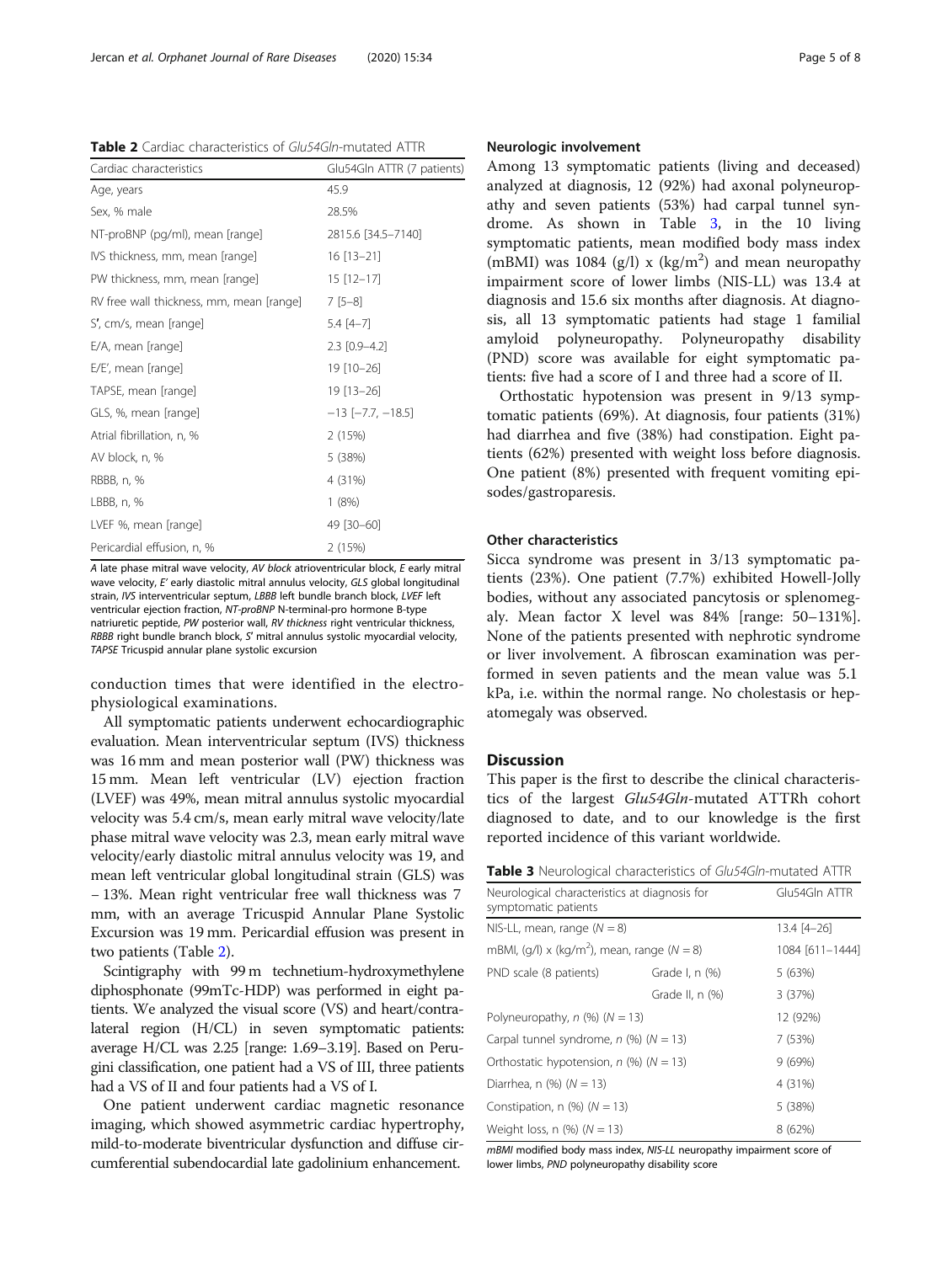**Table 2** Cardiac characteristics of *Glu54Gln*-mutated ATTR

| Cardiac characteristics | Glu54Gln ATTR (7 patients) |
|---|---|
| Age, years | 45.9 |
| Sex, % male | 28.5% |
| NT-proBNP (pg/ml), mean [range] | 2815.6 [34.5–7140] |
| IVS thickness, mm, mean [range] | 16 [13–21] |
| PW thickness, mm, mean [range] | 15 [12–17] |
| RV free wall thickness, mm, mean [range] | 7 [5–8] |
| S′, cm/s, mean [range] | 5.4 [4–7] |
| E/A, mean [range] | 2.3 [0.9–4.2] |
| E/E′, mean [range] | 19 [10–26] |
| TAPSE, mean [range] | 19 [13–26] |
| GLS, %, mean [range] | −13 [−7.7, −18.5] |
| Atrial fibrillation, n, % | 2 (15%) |
| AV block, n, % | 5 (38%) |
| RBBB, n, % | 4 (31%) |
| LBBB, n, % | 1 (8%) |
| LVEF %, mean [range] | 49 [30–60] |
| Pericardial effusion, n, % | 2 (15%) |

*A* late phase mitral wave velocity, *AV block* atrioventricular block, *E* early mitral wave velocity, *E′* early diastolic mitral annulus velocity, *GLS* global longitudinal strain, *IVS* interventricular septum, *LBBB* left bundle branch block, *LVEF* left ventricular ejection fraction, *NT-proBNP* N-terminal-pro hormone B-type natriuretic peptide, *PW* posterior wall, *RV thickness* right ventricular thickness, *RBBB* right bundle branch block, *S′* mitral annulus systolic myocardial velocity, *TAPSE* Tricuspid annular plane systolic excursion

conduction times that were identified in the electrophysiological examinations.

All symptomatic patients underwent echocardiographic evaluation. Mean interventricular septum (IVS) thickness was 16 mm and mean posterior wall (PW) thickness was 15 mm. Mean left ventricular (LV) ejection fraction (LVEF) was 49%, mean mitral annulus systolic myocardial velocity was 5.4 cm/s, mean early mitral wave velocity/late phase mitral wave velocity was 2.3, mean early mitral wave velocity/early diastolic mitral annulus velocity was 19, and mean left ventricular global longitudinal strain (GLS) was − 13%. Mean right ventricular free wall thickness was 7 mm, with an average Tricuspid Annular Plane Systolic Excursion was 19 mm. Pericardial effusion was present in two patients (Table 2).

Scintigraphy with 99 m technetium-hydroxymethylene diphosphonate (99mTc-HDP) was performed in eight patients. We analyzed the visual score (VS) and heart/contralateral region (H/CL) in seven symptomatic patients: average H/CL was 2.25 [range: 1.69–3.19]. Based on Perugini classification, one patient had a VS of III, three patients had a VS of II and four patients had a VS of I.

One patient underwent cardiac magnetic resonance imaging, which showed asymmetric cardiac hypertrophy, mild-to-moderate biventricular dysfunction and diffuse circumferential subendocardial late gadolinium enhancement.

### Neurologic involvement

Among 13 symptomatic patients (living and deceased) analyzed at diagnosis, 12 (92%) had axonal polyneuropathy and seven patients (53%) had carpal tunnel syndrome. As shown in Table 3, in the 10 living symptomatic patients, mean modified body mass index (mBMI) was 1084 (g/l) x (kg/m$^2$) and mean neuropathy impairment score of lower limbs (NIS-LL) was 13.4 at diagnosis and 15.6 six months after diagnosis. At diagnosis, all 13 symptomatic patients had stage 1 familial amyloid polyneuropathy. Polyneuropathy disability (PND) score was available for eight symptomatic patients: five had a score of I and three had a score of II.

Orthostatic hypotension was present in 9/13 symptomatic patients (69%). At diagnosis, four patients (31%) had diarrhea and five (38%) had constipation. Eight patients (62%) presented with weight loss before diagnosis. One patient (8%) presented with frequent vomiting episodes/gastroparesis.

### Other characteristics

Sicca syndrome was present in 3/13 symptomatic patients (23%). One patient (7.7%) exhibited Howell-Jolly bodies, without any associated pancytosis or splenomegaly. Mean factor X level was 84% [range: 50–131%]. None of the patients presented with nephrotic syndrome or liver involvement. A fibroscan examination was performed in seven patients and the mean value was 5.1 kPa, i.e. within the normal range. No cholestasis or hepatomegaly was observed.

## Discussion

This paper is the first to describe the clinical characteristics of the largest *Glu54Gln*-mutated ATTRh cohort diagnosed to date, and to our knowledge is the first reported incidence of this variant worldwide.

**Table 3** Neurological characteristics of *Glu54Gln*-mutated ATTR

| Neurological characteristics at diagnosis for symptomatic patients | | Glu54Gln ATTR |
|---|---|---|
| NIS-LL, mean, range (*N* = 8) | | 13.4 [4–26] |
| mBMI, (g/l) x (kg/m$^2$), mean, range (*N* = 8) | | 1084 [611–1444] |
| PND scale (8 patients) | Grade I, n (%) | 5 (63%) |
| | Grade II, n (%) | 3 (37%) |
| Polyneuropathy, *n* (%) (*N* = 13) | | 12 (92%) |
| Carpal tunnel syndrome, *n* (%) (*N* = 13) | | 7 (53%) |
| Orthostatic hypotension, *n* (%) (*N* = 13) | | 9 (69%) |
| Diarrhea, n (%) (*N* = 13) | | 4 (31%) |
| Constipation, n (%) (*N* = 13) | | 5 (38%) |
| Weight loss, n (%) (*N* = 13) | | 8 (62%) |

*mBMI* modified body mass index, *NIS-LL* neuropathy impairment score of lower limbs, *PND* polyneuropathy disability score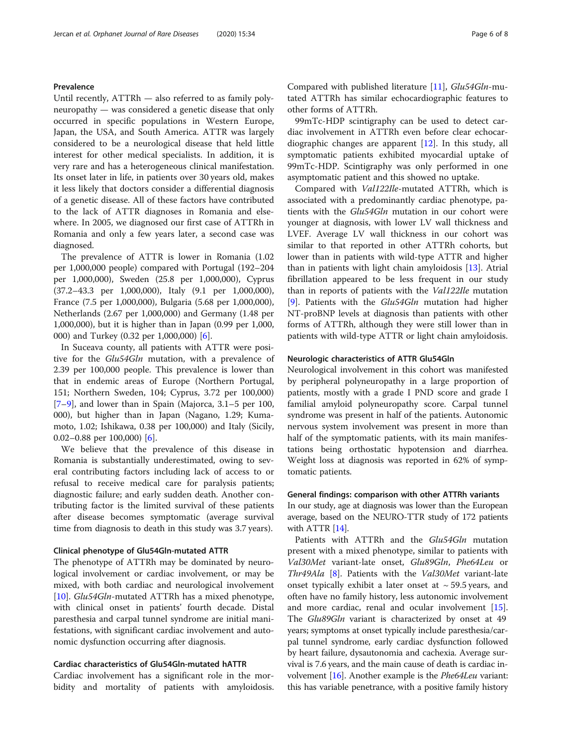### Prevalence

Until recently, ATTRh — also referred to as family polyneuropathy — was considered a genetic disease that only occurred in specific populations in Western Europe, Japan, the USA, and South America. ATTR was largely considered to be a neurological disease that held little interest for other medical specialists. In addition, it is very rare and has a heterogeneous clinical manifestation. Its onset later in life, in patients over 30 years old, makes it less likely that doctors consider a differential diagnosis of a genetic disease. All of these factors have contributed to the lack of ATTR diagnoses in Romania and elsewhere. In 2005, we diagnosed our first case of ATTRh in Romania and only a few years later, a second case was diagnosed.

The prevalence of ATTR is lower in Romania (1.02 per 1,000,000 people) compared with Portugal (192–204 per 1,000,000), Sweden (25.8 per 1,000,000), Cyprus (37.2–43.3 per 1,000,000), Italy (9.1 per 1,000,000), France (7.5 per 1,000,000), Bulgaria (5.68 per 1,000,000), Netherlands (2.67 per 1,000,000) and Germany (1.48 per 1,000,000), but it is higher than in Japan (0.99 per 1,000,000) and Turkey (0.32 per 1,000,000) [6].

In Suceava county, all patients with ATTR were positive for the *Glu54Gln* mutation, with a prevalence of 2.39 per 100,000 people. This prevalence is lower than that in endemic areas of Europe (Northern Portugal, 151; Northern Sweden, 104; Cyprus, 3.72 per 100,000) [7–9], and lower than in Spain (Majorca, 3.1–5 per 100,000), but higher than in Japan (Nagano, 1.29; Kumamoto, 1.02; Ishikawa, 0.38 per 100,000) and Italy (Sicily, 0.02–0.88 per 100,000) [6].

We believe that the prevalence of this disease in Romania is substantially underestimated, owing to several contributing factors including lack of access to or refusal to receive medical care for paralysis patients; diagnostic failure; and early sudden death. Another contributing factor is the limited survival of these patients after disease becomes symptomatic (average survival time from diagnosis to death in this study was 3.7 years).

### Clinical phenotype of Glu54Gln-mutated ATTR

The phenotype of ATTRh may be dominated by neurological involvement or cardiac involvement, or may be mixed, with both cardiac and neurological involvement [10]. *Glu54Gln*-mutated ATTRh has a mixed phenotype, with clinical onset in patients' fourth decade. Distal paresthesia and carpal tunnel syndrome are initial manifestations, with significant cardiac involvement and autonomic dysfunction occurring after diagnosis.

### Cardiac characteristics of Glu54Gln-mutated hATTR

Cardiac involvement has a significant role in the morbidity and mortality of patients with amyloidosis. Compared with published literature [11], *Glu54Gln*-mutated ATTRh has similar echocardiographic features to other forms of ATTRh.

99mTc-HDP scintigraphy can be used to detect cardiac involvement in ATTRh even before clear echocardiographic changes are apparent [12]. In this study, all symptomatic patients exhibited myocardial uptake of 99mTc-HDP. Scintigraphy was only performed in one asymptomatic patient and this showed no uptake.

Compared with *Val122Ile*-mutated ATTRh, which is associated with a predominantly cardiac phenotype, patients with the *Glu54Gln* mutation in our cohort were younger at diagnosis, with lower LV wall thickness and LVEF. Average LV wall thickness in our cohort was similar to that reported in other ATTRh cohorts, but lower than in patients with wild-type ATTR and higher than in patients with light chain amyloidosis [13]. Atrial fibrillation appeared to be less frequent in our study than in reports of patients with the *Val122Ile* mutation [9]. Patients with the *Glu54Gln* mutation had higher NT-proBNP levels at diagnosis than patients with other forms of ATTRh, although they were still lower than in patients with wild-type ATTR or light chain amyloidosis.

### Neurologic characteristics of ATTR Glu54Gln

Neurological involvement in this cohort was manifested by peripheral polyneuropathy in a large proportion of patients, mostly with a grade I PND score and grade I familial amyloid polyneuropathy score. Carpal tunnel syndrome was present in half of the patients. Autonomic nervous system involvement was present in more than half of the symptomatic patients, with its main manifestations being orthostatic hypotension and diarrhea. Weight loss at diagnosis was reported in 62% of symptomatic patients.

### General findings: comparison with other ATTRh variants

In our study, age at diagnosis was lower than the European average, based on the NEURO-TTR study of 172 patients with ATTR [14].

Patients with ATTRh and the *Glu54Gln* mutation present with a mixed phenotype, similar to patients with *Val30Met* variant-late onset, *Glu89Gln*, *Phe64Leu* or *Thr49Ala* [8]. Patients with the *Val30Met* variant-late onset typically exhibit a later onset at ~ 59.5 years, and often have no family history, less autonomic involvement and more cardiac, renal and ocular involvement [15]. The *Glu89Gln* variant is characterized by onset at 49 years; symptoms at onset typically include paresthesia/carpal tunnel syndrome, early cardiac dysfunction followed by heart failure, dysautonomia and cachexia. Average survival is 7.6 years, and the main cause of death is cardiac involvement [16]. Another example is the *Phe64Leu* variant: this has variable penetrance, with a positive family history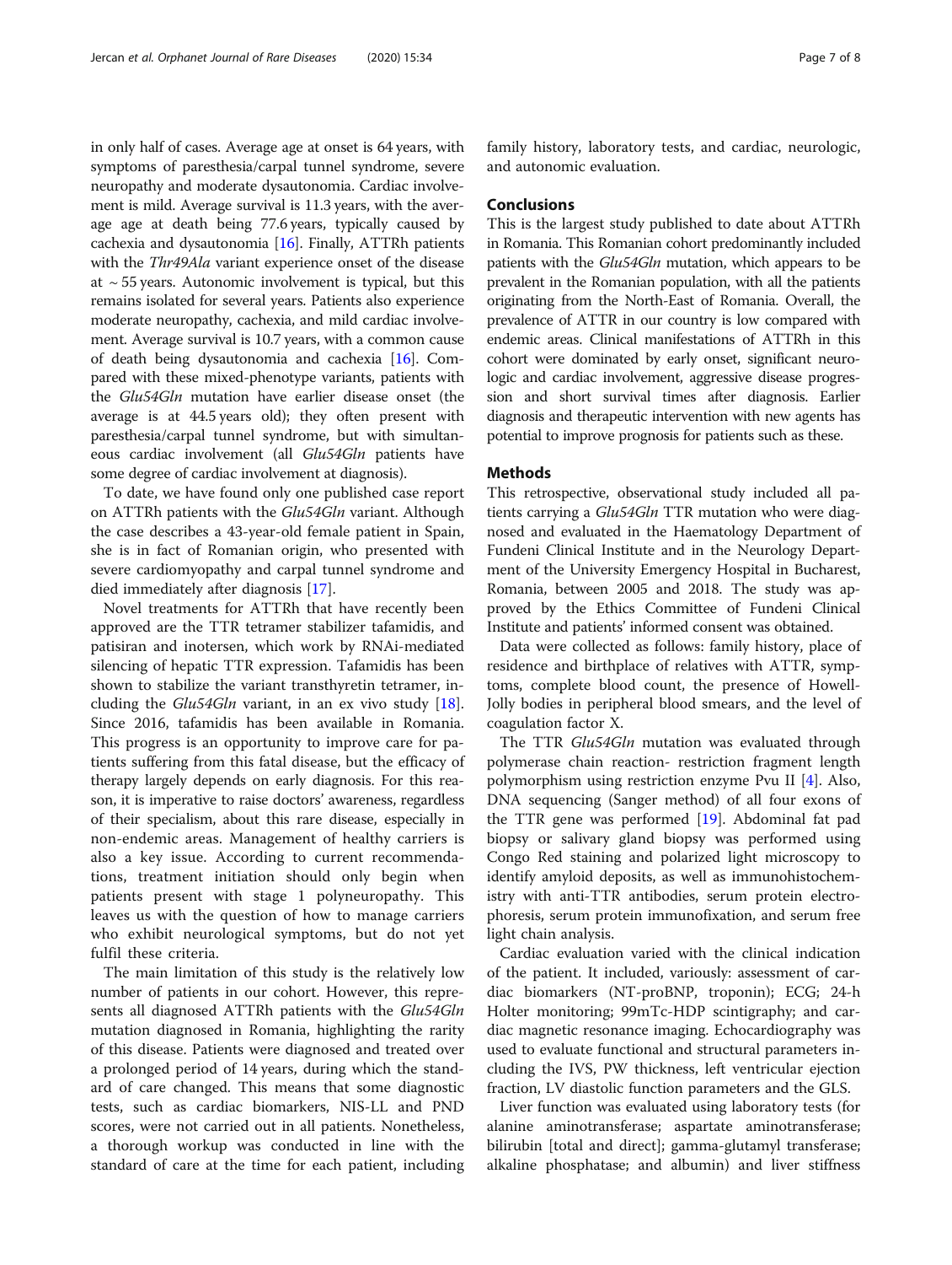in only half of cases. Average age at onset is 64 years, with symptoms of paresthesia/carpal tunnel syndrome, severe neuropathy and moderate dysautonomia. Cardiac involvement is mild. Average survival is 11.3 years, with the average age at death being 77.6 years, typically caused by cachexia and dysautonomia [16]. Finally, ATTRh patients with the *Thr49Ala* variant experience onset of the disease at ~ 55 years. Autonomic involvement is typical, but this remains isolated for several years. Patients also experience moderate neuropathy, cachexia, and mild cardiac involvement. Average survival is 10.7 years, with a common cause of death being dysautonomia and cachexia [16]. Compared with these mixed-phenotype variants, patients with the *Glu54Gln* mutation have earlier disease onset (the average is at 44.5 years old); they often present with paresthesia/carpal tunnel syndrome, but with simultaneous cardiac involvement (all *Glu54Gln* patients have some degree of cardiac involvement at diagnosis).

To date, we have found only one published case report on ATTRh patients with the *Glu54Gln* variant. Although the case describes a 43-year-old female patient in Spain, she is in fact of Romanian origin, who presented with severe cardiomyopathy and carpal tunnel syndrome and died immediately after diagnosis [17].

Novel treatments for ATTRh that have recently been approved are the TTR tetramer stabilizer tafamidis, and patisiran and inotersen, which work by RNAi-mediated silencing of hepatic TTR expression. Tafamidis has been shown to stabilize the variant transthyretin tetramer, including the *Glu54Gln* variant, in an ex vivo study [18]. Since 2016, tafamidis has been available in Romania. This progress is an opportunity to improve care for patients suffering from this fatal disease, but the efficacy of therapy largely depends on early diagnosis. For this reason, it is imperative to raise doctors' awareness, regardless of their specialism, about this rare disease, especially in non-endemic areas. Management of healthy carriers is also a key issue. According to current recommendations, treatment initiation should only begin when patients present with stage 1 polyneuropathy. This leaves us with the question of how to manage carriers who exhibit neurological symptoms, but do not yet fulfil these criteria.

The main limitation of this study is the relatively low number of patients in our cohort. However, this represents all diagnosed ATTRh patients with the *Glu54Gln* mutation diagnosed in Romania, highlighting the rarity of this disease. Patients were diagnosed and treated over a prolonged period of 14 years, during which the standard of care changed. This means that some diagnostic tests, such as cardiac biomarkers, NIS-LL and PND scores, were not carried out in all patients. Nonetheless, a thorough workup was conducted in line with the standard of care at the time for each patient, including family history, laboratory tests, and cardiac, neurologic, and autonomic evaluation.

## Conclusions

This is the largest study published to date about ATTRh in Romania. This Romanian cohort predominantly included patients with the *Glu54Gln* mutation, which appears to be prevalent in the Romanian population, with all the patients originating from the North-East of Romania. Overall, the prevalence of ATTR in our country is low compared with endemic areas. Clinical manifestations of ATTRh in this cohort were dominated by early onset, significant neurologic and cardiac involvement, aggressive disease progression and short survival times after diagnosis. Earlier diagnosis and therapeutic intervention with new agents has potential to improve prognosis for patients such as these.

## Methods

This retrospective, observational study included all patients carrying a *Glu54Gln* TTR mutation who were diagnosed and evaluated in the Haematology Department of Fundeni Clinical Institute and in the Neurology Department of the University Emergency Hospital in Bucharest, Romania, between 2005 and 2018. The study was approved by the Ethics Committee of Fundeni Clinical Institute and patients' informed consent was obtained.

Data were collected as follows: family history, place of residence and birthplace of relatives with ATTR, symptoms, complete blood count, the presence of Howell-Jolly bodies in peripheral blood smears, and the level of coagulation factor X.

The TTR *Glu54Gln* mutation was evaluated through polymerase chain reaction- restriction fragment length polymorphism using restriction enzyme Pvu II [4]. Also, DNA sequencing (Sanger method) of all four exons of the TTR gene was performed [19]. Abdominal fat pad biopsy or salivary gland biopsy was performed using Congo Red staining and polarized light microscopy to identify amyloid deposits, as well as immunohistochemistry with anti-TTR antibodies, serum protein electrophoresis, serum protein immunofixation, and serum free light chain analysis.

Cardiac evaluation varied with the clinical indication of the patient. It included, variously: assessment of cardiac biomarkers (NT-proBNP, troponin); ECG; 24-h Holter monitoring; 99mTc-HDP scintigraphy; and cardiac magnetic resonance imaging. Echocardiography was used to evaluate functional and structural parameters including the IVS, PW thickness, left ventricular ejection fraction, LV diastolic function parameters and the GLS.

Liver function was evaluated using laboratory tests (for alanine aminotransferase; aspartate aminotransferase; bilirubin [total and direct]; gamma-glutamyl transferase; alkaline phosphatase; and albumin) and liver stiffness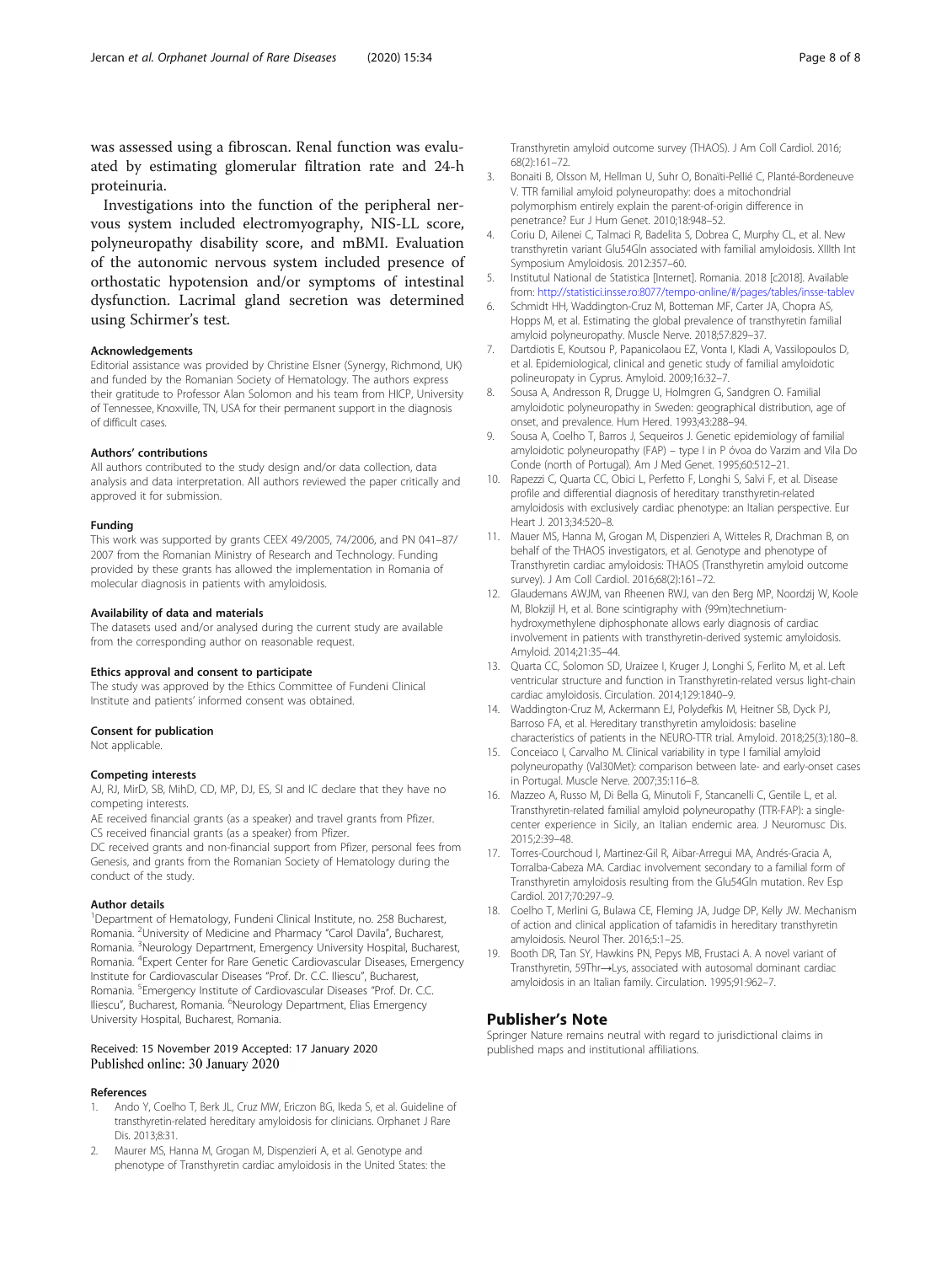was assessed using a fibroscan. Renal function was evaluated by estimating glomerular filtration rate and 24-h proteinuria.

Investigations into the function of the peripheral nervous system included electromyography, NIS-LL score, polyneuropathy disability score, and mBMI. Evaluation of the autonomic nervous system included presence of orthostatic hypotension and/or symptoms of intestinal dysfunction. Lacrimal gland secretion was determined using Schirmer's test.

#### Acknowledgements

Editorial assistance was provided by Christine Elsner (Synergy, Richmond, UK) and funded by the Romanian Society of Hematology. The authors express their gratitude to Professor Alan Solomon and his team from HICP, University of Tennessee, Knoxville, TN, USA for their permanent support in the diagnosis of difficult cases.

#### Authors' contributions

All authors contributed to the study design and/or data collection, data analysis and data interpretation. All authors reviewed the paper critically and approved it for submission.

#### Funding

This work was supported by grants CEEX 49/2005, 74/2006, and PN 041–87/2007 from the Romanian Ministry of Research and Technology. Funding provided by these grants has allowed the implementation in Romania of molecular diagnosis in patients with amyloidosis.

#### Availability of data and materials

The datasets used and/or analysed during the current study are available from the corresponding author on reasonable request.

#### Ethics approval and consent to participate

The study was approved by the Ethics Committee of Fundeni Clinical Institute and patients' informed consent was obtained.

#### Consent for publication

Not applicable.

#### Competing interests

AJ, RJ, MirD, SB, MihD, CD, MP, DJ, ES, SI and IC declare that they have no competing interests.

AE received financial grants (as a speaker) and travel grants from Pfizer.

CS received financial grants (as a speaker) from Pfizer.

DC received grants and non-financial support from Pfizer, personal fees from Genesis, and grants from the Romanian Society of Hematology during the conduct of the study.

#### Author details

[1]Department of Hematology, Fundeni Clinical Institute, no. 258 Bucharest, Romania. [2]University of Medicine and Pharmacy "Carol Davila", Bucharest, Romania. [3]Neurology Department, Emergency University Hospital, Bucharest, Romania. [4]Expert Center for Rare Genetic Cardiovascular Diseases, Emergency Institute for Cardiovascular Diseases "Prof. Dr. C.C. Iliescu", Bucharest, Romania. [5]Emergency Institute of Cardiovascular Diseases "Prof. Dr. C.C. Iliescu", Bucharest, Romania. [6]Neurology Department, Elias Emergency University Hospital, Bucharest, Romania.

Received: 15 November 2019 Accepted: 17 January 2020
Published online: 30 January 2020

#### References

1. Ando Y, Coelho T, Berk JL, Cruz MW, Ericzon BG, Ikeda S, et al. Guideline of transthyretin-related hereditary amyloidosis for clinicians. Orphanet J Rare Dis. 2013;8:31.
2. Maurer MS, Hanna M, Grogan M, Dispenzieri A, et al. Genotype and phenotype of Transthyretin cardiac amyloidosis in the United States: the Transthyretin amyloid outcome survey (THAOS). J Am Coll Cardiol. 2016; 68(2):161–72.
3. Bonaiti B, Olsson M, Hellman U, Suhr O, Bonaïti-Pellié C, Planté-Bordeneuve V. TTR familial amyloid polyneuropathy: does a mitochondrial polymorphism entirely explain the parent-of-origin difference in penetrance? Eur J Hum Genet. 2010;18:948–52.
4. Coriu D, Ailenei C, Talmaci R, Badelita S, Dobrea C, Murphy CL, et al. New transthyretin variant Glu54Gln associated with familial amyloidosis. XIIIth Int Symposium Amyloidosis. 2012:357–60.
5. Institutul National de Statistica [Internet]. Romania. 2018 [c2018]. Available from: http://statistici.insse.ro:8077/tempo-online/#/pages/tables/insse-tablev
6. Schmidt HH, Waddington-Cruz M, Botteman MF, Carter JA, Chopra AS, Hopps M, et al. Estimating the global prevalence of transthyretin familial amyloid polyneuropathy. Muscle Nerve. 2018;57:829–37.
7. Dardiotis E, Koutsou P, Papanicolaou EZ, Vonta I, Kladi A, Vassilopoulos D, et al. Epidemiological, clinical and genetic study of familial amyloidotic polineuropaty in Cyprus. Amyloid. 2009;16:32–7.
8. Sousa A, Andresson R, Drugge U, Holmgren G, Sandgren O. Familial amyloidotic polyneuropathy in Sweden: geographical distribution, age of onset, and prevalence. Hum Hered. 1993;43:288–94.
9. Sousa A, Coelho T, Barros J, Sequeiros J. Genetic epidemiology of familial amyloidotic polyneuropathy (FAP) – type I in P óvoa do Varzim and Vila Do Conde (north of Portugal). Am J Med Genet. 1995;60:512–21.
10. Rapezzi C, Quarta CC, Obici L, Perfetto F, Longhi S, Salvi F, et al. Disease profile and differential diagnosis of hereditary transthyretin-related amyloidosis with exclusively cardiac phenotype: an Italian perspective. Eur Heart J. 2013;34:520–8.
11. Mauer MS, Hanna M, Grogan M, Dispenzieri A, Witteles R, Drachman B, on behalf of the THAOS investigators, et al. Genotype and phenotype of Transthyretin cardiac amyloidosis: THAOS (Transthyretin amyloid outcome survey). J Am Coll Cardiol. 2016;68(2):161–72.
12. Glaudemans AWJM, van Rheenen RWJ, van den Berg MP, Noordzij W, Koole M, Blokzijl H, et al. Bone scintigraphy with (99m)technetium-hydroxymethylene diphosphonate allows early diagnosis of cardiac involvement in patients with transthyretin-derived systemic amyloidosis. Amyloid. 2014;21:35–44.
13. Quarta CC, Solomon SD, Uraizee I, Kruger J, Longhi S, Ferlito M, et al. Left ventricular structure and function in Transthyretin-related versus light-chain cardiac amyloidosis. Circulation. 2014;129:1840–9.
14. Waddington-Cruz M, Ackermann EJ, Polydefkis M, Heitner SB, Dyck PJ, Barroso FA, et al. Hereditary transthyretin amyloidosis: baseline characteristics of patients in the NEURO-TTR trial. Amyloid. 2018;25(3):180–8.
15. Conceiaco I, Carvalho M. Clinical variability in type I familial amyloid polyneuropathy (Val30Met): comparison between late- and early-onset cases in Portugal. Muscle Nerve. 2007;35:116–8.
16. Mazzeo A, Russo M, Di Bella G, Minutoli F, Stancanelli C, Gentile L, et al. Transthyretin-related familial amyloid polyneuropathy (TTR-FAP): a single-center experience in Sicily, an Italian endemic area. J Neuromusc Dis. 2015;2:39–48.
17. Torres-Courchoud I, Martinez-Gil R, Aibar-Arregui MA, Andrés-Gracia A, Torralba-Cabeza MA. Cardiac involvement secondary to a familial form of Transthyretin amyloidosis resulting from the Glu54Gln mutation. Rev Esp Cardiol. 2017;70:297–9.
18. Coelho T, Merlini G, Bulawa CE, Fleming JA, Judge DP, Kelly JW. Mechanism of action and clinical application of tafamidis in hereditary transthyretin amyloidosis. Neurol Ther. 2016;5:1–25.
19. Booth DR, Tan SY, Hawkins PN, Pepys MB, Frustaci A. A novel variant of Transthyretin, 59Thr→Lys, associated with autosomal dominant cardiac amyloidosis in an Italian family. Circulation. 1995;91:962–7.

## Publisher's Note

Springer Nature remains neutral with regard to jurisdictional claims in published maps and institutional affiliations.